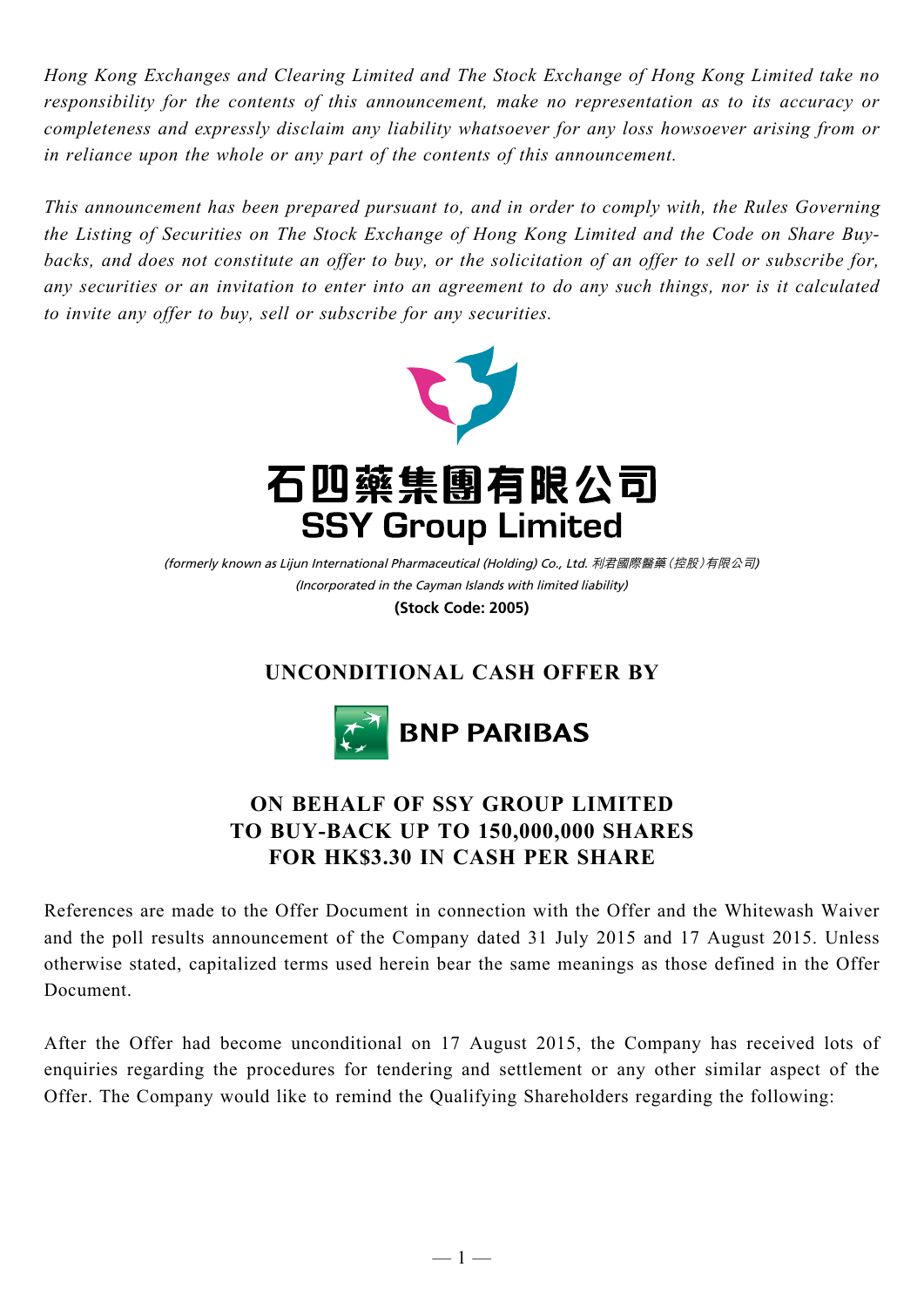*Hong Kong Exchanges and Clearing Limited and The Stock Exchange of Hong Kong Limited take no responsibility for the contents of this announcement, make no representation as to its accuracy or completeness and expressly disclaim any liability whatsoever for any loss howsoever arising from or in reliance upon the whole or any part of the contents of this announcement.*

*This announcement has been prepared pursuant to, and in order to comply with, the Rules Governing the Listing of Securities on The Stock Exchange of Hong Kong Limited and the Code on Share Buy-backs, and does not constitute an offer to buy, or the solicitation of an offer to sell or subscribe for, any securities or an invitation to enter into an agreement to do any such things, nor is it calculated to invite any offer to buy, sell or subscribe for any securities.*

# 石四藥集團有限公司
# SSY Group Limited

*(formerly known as Lijun International Pharmaceutical (Holding) Co., Ltd. 利君國際醫藥（控股）有限公司)*
*(Incorporated in the Cayman Islands with limited liability)*
**(Stock Code: 2005)**

## UNCONDITIONAL CASH OFFER BY

**BNP PARIBAS**

## ON BEHALF OF SSY GROUP LIMITED TO BUY-BACK UP TO 150,000,000 SHARES FOR HK$3.30 IN CASH PER SHARE

References are made to the Offer Document in connection with the Offer and the Whitewash Waiver and the poll results announcement of the Company dated 31 July 2015 and 17 August 2015. Unless otherwise stated, capitalized terms used herein bear the same meanings as those defined in the Offer Document.

After the Offer had become unconditional on 17 August 2015, the Company has received lots of enquiries regarding the procedures for tendering and settlement or any other similar aspect of the Offer. The Company would like to remind the Qualifying Shareholders regarding the following: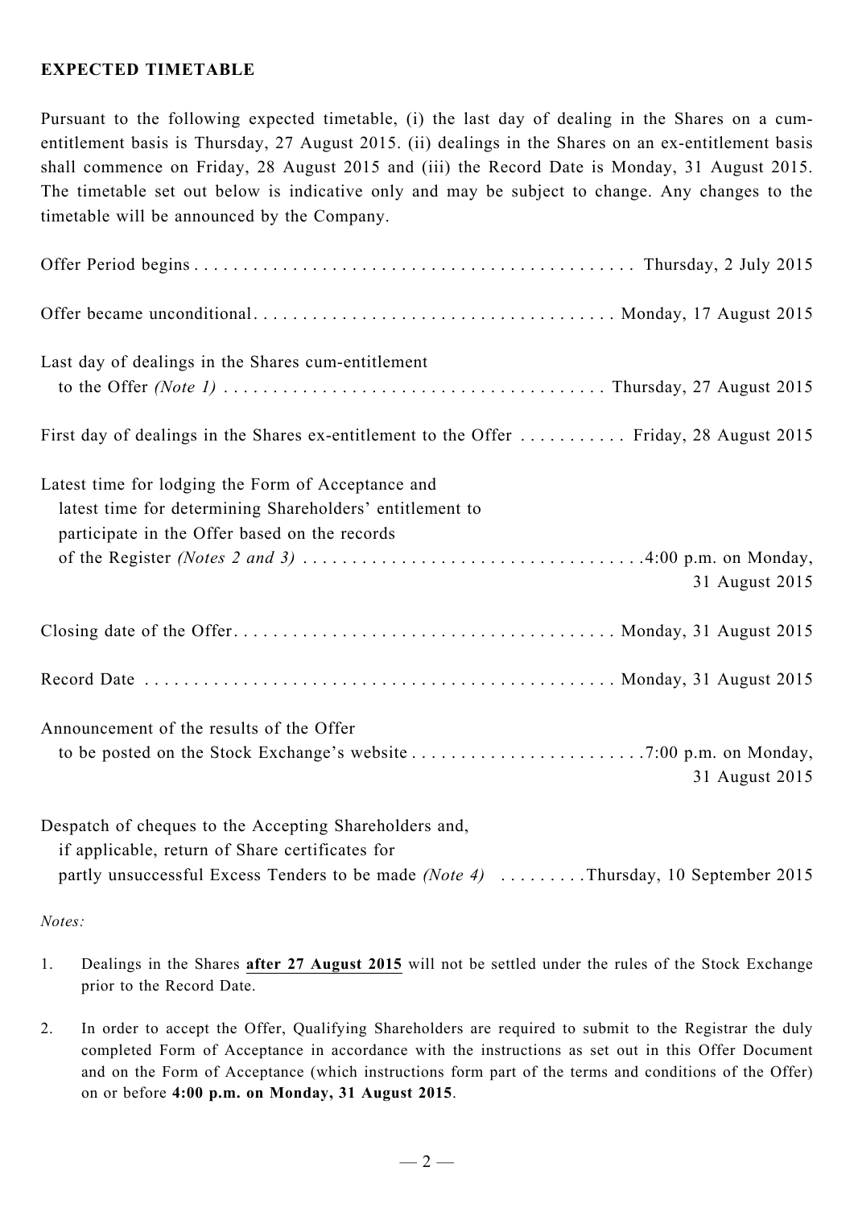## EXPECTED TIMETABLE

Pursuant to the following expected timetable, (i) the last day of dealing in the Shares on a cum-entitlement basis is Thursday, 27 August 2015. (ii) dealings in the Shares on an ex-entitlement basis shall commence on Friday, 28 August 2015 and (iii) the Record Date is Monday, 31 August 2015. The timetable set out below is indicative only and may be subject to change. Any changes to the timetable will be announced by the Company.

| | |
|---|---|
| Offer Period begins | Thursday, 2 July 2015 |
| Offer became unconditional | Monday, 17 August 2015 |
| Last day of dealings in the Shares cum-entitlement to the Offer *(Note 1)* | Thursday, 27 August 2015 |
| First day of dealings in the Shares ex-entitlement to the Offer | Friday, 28 August 2015 |
| Latest time for lodging the Form of Acceptance and latest time for determining Shareholders' entitlement to participate in the Offer based on the records of the Register *(Notes 2 and 3)* | 4:00 p.m. on Monday, 31 August 2015 |
| Closing date of the Offer | Monday, 31 August 2015 |
| Record Date | Monday, 31 August 2015 |
| Announcement of the results of the Offer to be posted on the Stock Exchange's website | 7:00 p.m. on Monday, 31 August 2015 |
| Despatch of cheques to the Accepting Shareholders and, if applicable, return of Share certificates for partly unsuccessful Excess Tenders to be made *(Note 4)* | Thursday, 10 September 2015 |

*Notes:*

1. Dealings in the Shares **after 27 August 2015** will not be settled under the rules of the Stock Exchange prior to the Record Date.

2. In order to accept the Offer, Qualifying Shareholders are required to submit to the Registrar the duly completed Form of Acceptance in accordance with the instructions as set out in this Offer Document and on the Form of Acceptance (which instructions form part of the terms and conditions of the Offer) on or before **4:00 p.m. on Monday, 31 August 2015**.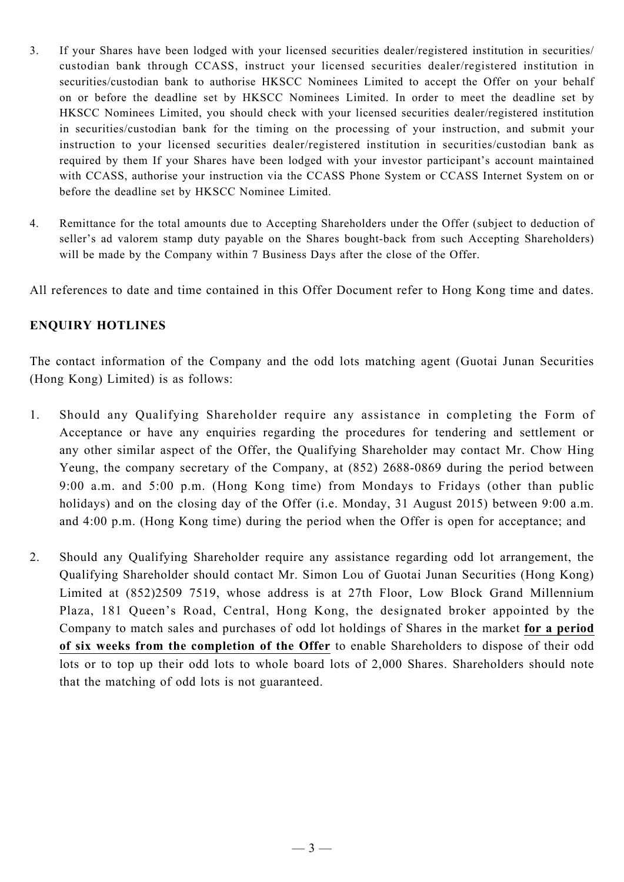3. If your Shares have been lodged with your licensed securities dealer/registered institution in securities/custodian bank through CCASS, instruct your licensed securities dealer/registered institution in securities/custodian bank to authorise HKSCC Nominees Limited to accept the Offer on your behalf on or before the deadline set by HKSCC Nominees Limited. In order to meet the deadline set by HKSCC Nominees Limited, you should check with your licensed securities dealer/registered institution in securities/custodian bank for the timing on the processing of your instruction, and submit your instruction to your licensed securities dealer/registered institution in securities/custodian bank as required by them If your Shares have been lodged with your investor participant's account maintained with CCASS, authorise your instruction via the CCASS Phone System or CCASS Internet System on or before the deadline set by HKSCC Nominee Limited.

4. Remittance for the total amounts due to Accepting Shareholders under the Offer (subject to deduction of seller's ad valorem stamp duty payable on the Shares bought-back from such Accepting Shareholders) will be made by the Company within 7 Business Days after the close of the Offer.

All references to date and time contained in this Offer Document refer to Hong Kong time and dates.

**ENQUIRY HOTLINES**

The contact information of the Company and the odd lots matching agent (Guotai Junan Securities (Hong Kong) Limited) is as follows:

1. Should any Qualifying Shareholder require any assistance in completing the Form of Acceptance or have any enquiries regarding the procedures for tendering and settlement or any other similar aspect of the Offer, the Qualifying Shareholder may contact Mr. Chow Hing Yeung, the company secretary of the Company, at (852) 2688-0869 during the period between 9:00 a.m. and 5:00 p.m. (Hong Kong time) from Mondays to Fridays (other than public holidays) and on the closing day of the Offer (i.e. Monday, 31 August 2015) between 9:00 a.m. and 4:00 p.m. (Hong Kong time) during the period when the Offer is open for acceptance; and

2. Should any Qualifying Shareholder require any assistance regarding odd lot arrangement, the Qualifying Shareholder should contact Mr. Simon Lou of Guotai Junan Securities (Hong Kong) Limited at (852)2509 7519, whose address is at 27th Floor, Low Block Grand Millennium Plaza, 181 Queen's Road, Central, Hong Kong, the designated broker appointed by the Company to match sales and purchases of odd lot holdings of Shares in the market **for a period of six weeks from the completion of the Offer** to enable Shareholders to dispose of their odd lots or to top up their odd lots to whole board lots of 2,000 Shares. Shareholders should note that the matching of odd lots is not guaranteed.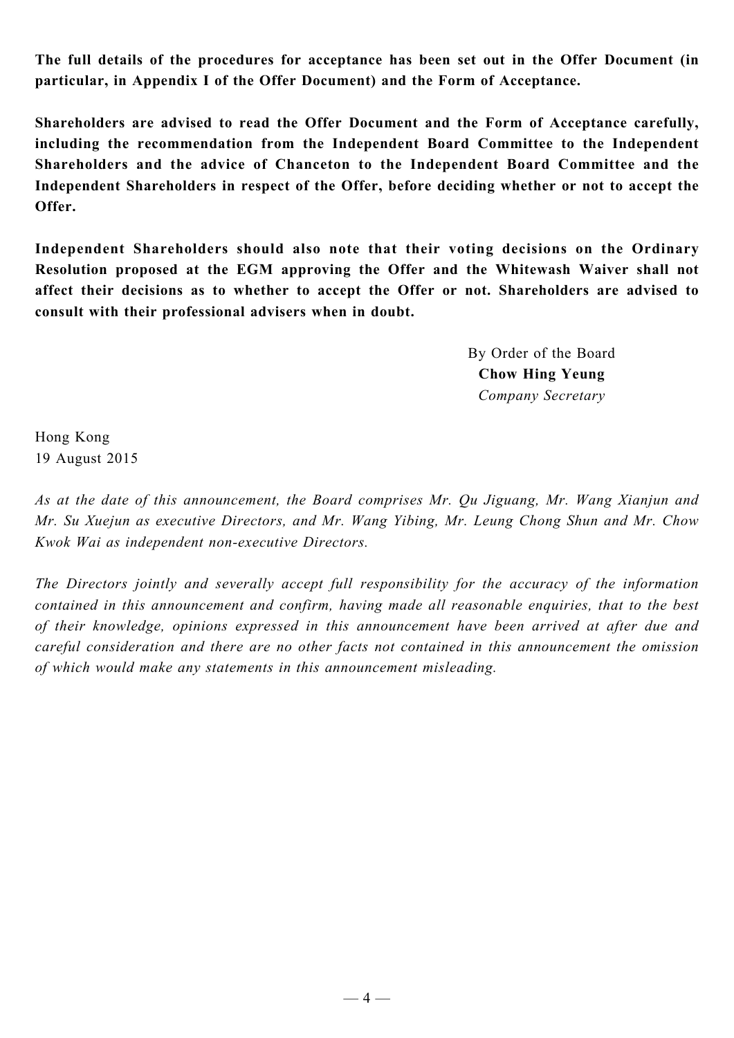**The full details of the procedures for acceptance has been set out in the Offer Document (in particular, in Appendix I of the Offer Document) and the Form of Acceptance.**

**Shareholders are advised to read the Offer Document and the Form of Acceptance carefully, including the recommendation from the Independent Board Committee to the Independent Shareholders and the advice of Chanceton to the Independent Board Committee and the Independent Shareholders in respect of the Offer, before deciding whether or not to accept the Offer.**

**Independent Shareholders should also note that their voting decisions on the Ordinary Resolution proposed at the EGM approving the Offer and the Whitewash Waiver shall not affect their decisions as to whether to accept the Offer or not. Shareholders are advised to consult with their professional advisers when in doubt.**

By Order of the Board
**Chow Hing Yeung**
*Company Secretary*

Hong Kong
19 August 2015

*As at the date of this announcement, the Board comprises Mr. Qu Jiguang, Mr. Wang Xianjun and Mr. Su Xuejun as executive Directors, and Mr. Wang Yibing, Mr. Leung Chong Shun and Mr. Chow Kwok Wai as independent non-executive Directors.*

*The Directors jointly and severally accept full responsibility for the accuracy of the information contained in this announcement and confirm, having made all reasonable enquiries, that to the best of their knowledge, opinions expressed in this announcement have been arrived at after due and careful consideration and there are no other facts not contained in this announcement the omission of which would make any statements in this announcement misleading.*